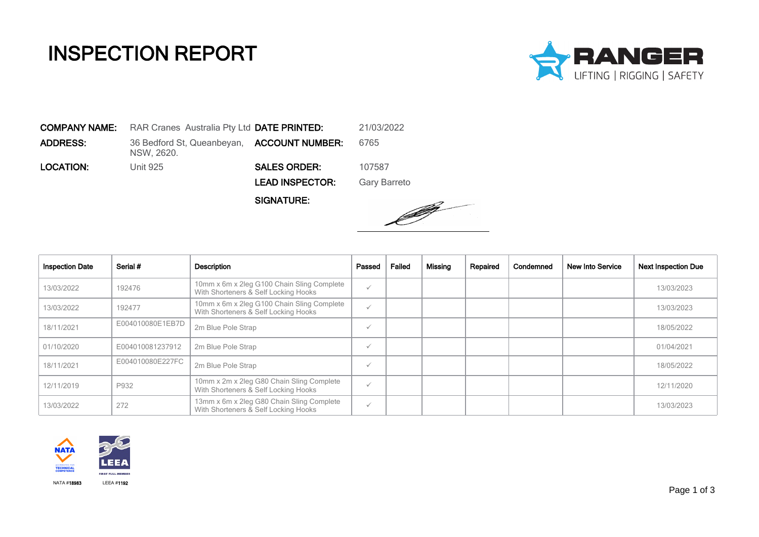# INSPECTION REPORT

RANGER
LIFTING | RIGGING | SAFETY

**COMPANY NAME:** RAR Cranes Australia Pty Ltd

**ADDRESS:** 36 Bedford St, Queanbeyan, NSW, 2620.

**LOCATION:** Unit 925

**DATE PRINTED:** 21/03/2022

**ACCOUNT NUMBER:** 6765

**SALES ORDER:** 107587

**LEAD INSPECTOR:** Gary Barreto

**SIGNATURE:**

| Inspection Date | Serial # | Description | Passed | Failed | Missing | Repaired | Condemned | New Into Service | Next Inspection Due |
|---|---|---|---|---|---|---|---|---|---|
| 13/03/2022 | 192476 | 10mm x 6m x 2leg G100 Chain Sling Complete With Shorteners & Self Locking Hooks | ✓ | | | | | | 13/03/2023 |
| 13/03/2022 | 192477 | 10mm x 6m x 2leg G100 Chain Sling Complete With Shorteners & Self Locking Hooks | ✓ | | | | | | 13/03/2023 |
| 18/11/2021 | E004010080E1EB7D | 2m Blue Pole Strap | ✓ | | | | | | 18/05/2022 |
| 01/10/2020 | E004010081237912 | 2m Blue Pole Strap | ✓ | | | | | | 01/04/2021 |
| 18/11/2021 | E004010080E227FC | 2m Blue Pole Strap | ✓ | | | | | | 18/05/2022 |
| 12/11/2019 | P932 | 10mm x 2m x 2leg G80 Chain Sling Complete With Shorteners & Self Locking Hooks | ✓ | | | | | | 12/11/2020 |
| 13/03/2022 | 272 | 13mm x 6m x 2leg G80 Chain Sling Complete With Shorteners & Self Locking Hooks | ✓ | | | | | | 13/03/2023 |

NATA #18983 LEEA #1192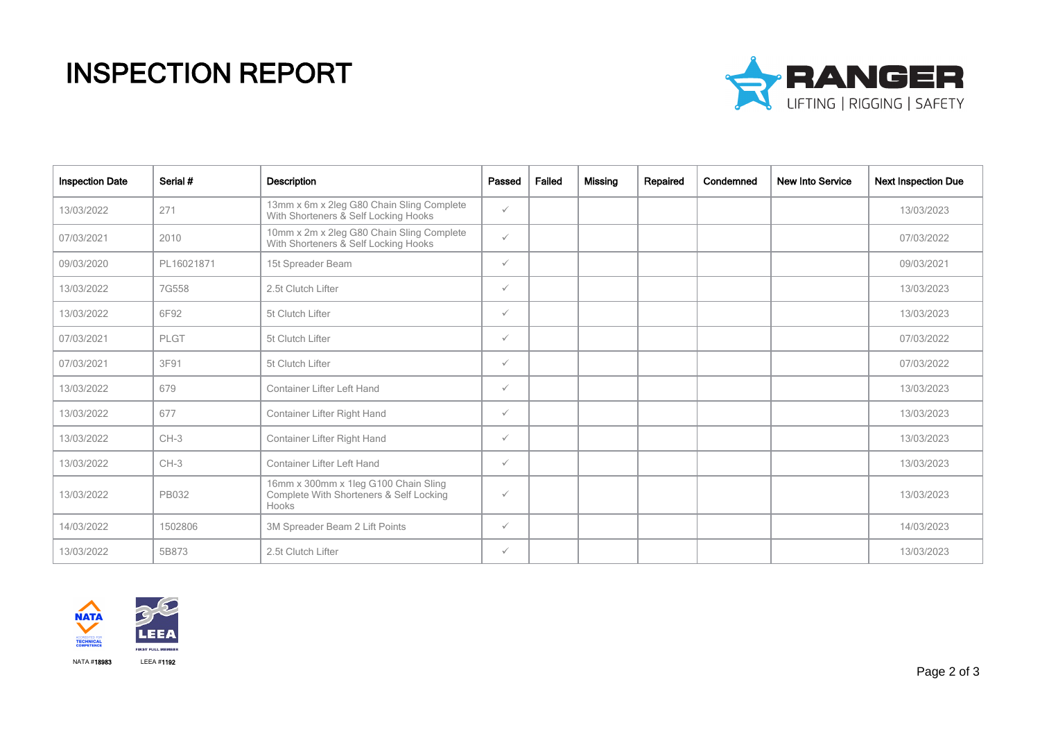# INSPECTION REPORT

RANGER
LIFTING | RIGGING | SAFETY

| Inspection Date | Serial # | Description | Passed | Failed | Missing | Repaired | Condemned | New Into Service | Next Inspection Due |
|---|---|---|---|---|---|---|---|---|---|
| 13/03/2022 | 271 | 13mm x 6m x 2leg G80 Chain Sling Complete With Shorteners & Self Locking Hooks | ✓ | | | | | | 13/03/2023 |
| 07/03/2021 | 2010 | 10mm x 2m x 2leg G80 Chain Sling Complete With Shorteners & Self Locking Hooks | ✓ | | | | | | 07/03/2022 |
| 09/03/2020 | PL16021871 | 15t Spreader Beam | ✓ | | | | | | 09/03/2021 |
| 13/03/2022 | 7G558 | 2.5t Clutch Lifter | ✓ | | | | | | 13/03/2023 |
| 13/03/2022 | 6F92 | 5t Clutch Lifter | ✓ | | | | | | 13/03/2023 |
| 07/03/2021 | PLGT | 5t Clutch Lifter | ✓ | | | | | | 07/03/2022 |
| 07/03/2021 | 3F91 | 5t Clutch Lifter | ✓ | | | | | | 07/03/2022 |
| 13/03/2022 | 679 | Container Lifter Left Hand | ✓ | | | | | | 13/03/2023 |
| 13/03/2022 | 677 | Container Lifter Right Hand | ✓ | | | | | | 13/03/2023 |
| 13/03/2022 | CH-3 | Container Lifter Right Hand | ✓ | | | | | | 13/03/2023 |
| 13/03/2022 | CH-3 | Container Lifter Left Hand | ✓ | | | | | | 13/03/2023 |
| 13/03/2022 | PB032 | 16mm x 300mm x 1leg G100 Chain Sling Complete With Shorteners & Self Locking Hooks | ✓ | | | | | | 13/03/2023 |
| 14/03/2022 | 1502806 | 3M Spreader Beam 2 Lift Points | ✓ | | | | | | 14/03/2023 |
| 13/03/2022 | 5B873 | 2.5t Clutch Lifter | ✓ | | | | | | 13/03/2023 |

NATA #18983 LEEA #1192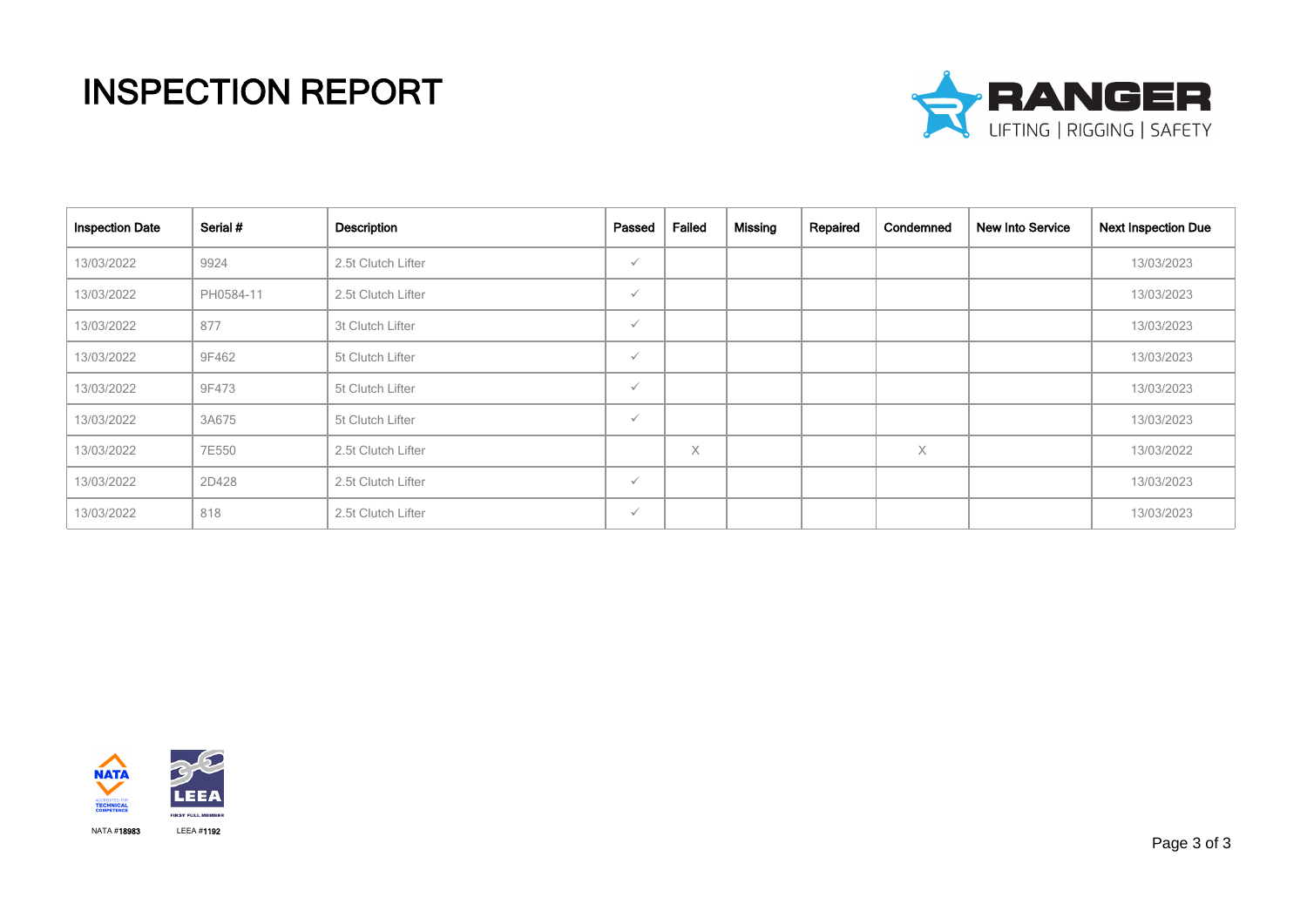# INSPECTION REPORT

RANGER
LIFTING | RIGGING | SAFETY

| Inspection Date | Serial # | Description | Passed | Failed | Missing | Repaired | Condemned | New Into Service | Next Inspection Due |
|---|---|---|---|---|---|---|---|---|---|
| 13/03/2022 | 9924 | 2.5t Clutch Lifter | ✓ | | | | | | 13/03/2023 |
| 13/03/2022 | PH0584-11 | 2.5t Clutch Lifter | ✓ | | | | | | 13/03/2023 |
| 13/03/2022 | 877 | 3t Clutch Lifter | ✓ | | | | | | 13/03/2023 |
| 13/03/2022 | 9F462 | 5t Clutch Lifter | ✓ | | | | | | 13/03/2023 |
| 13/03/2022 | 9F473 | 5t Clutch Lifter | ✓ | | | | | | 13/03/2023 |
| 13/03/2022 | 3A675 | 5t Clutch Lifter | ✓ | | | | | | 13/03/2023 |
| 13/03/2022 | 7E550 | 2.5t Clutch Lifter | | X | | | X | | 13/03/2022 |
| 13/03/2022 | 2D428 | 2.5t Clutch Lifter | ✓ | | | | | | 13/03/2023 |
| 13/03/2022 | 818 | 2.5t Clutch Lifter | ✓ | | | | | | 13/03/2023 |

NATA #18983 LEEA #1192